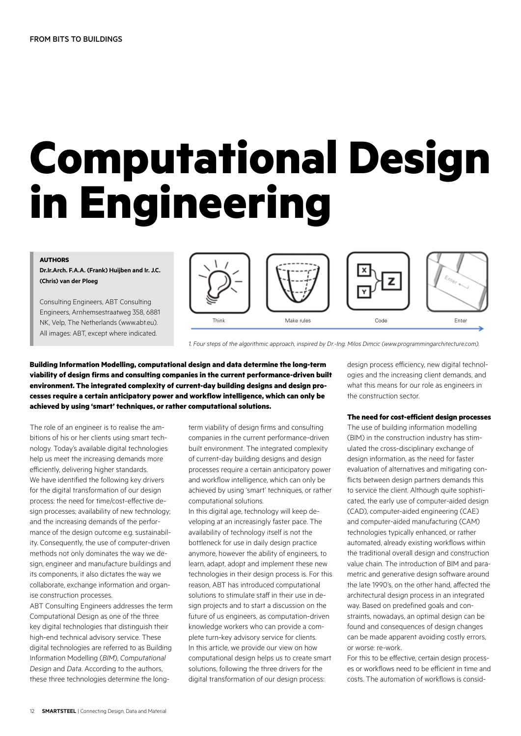# Computational Design in Engineering

**AUTHORS**

**Dr.Ir.Arch. F.A.A. (Frank) Huijben and Ir. J.C. (Chris) van der Ploeg**

Consulting Engineers, ABT Consulting Engineers, Arnhemsestraatweg 358, 6881 NK, Velp, The Netherlands (www.abt.eu). All images: ABT, except where indicated.

Think — Make rules — Code — Enter

*1. Four steps of the algorithmic approach, inspired by Dr.-Ing. Milos Dimcic (www.programmingarchitecture.com).*

**Building Information Modelling, computational design and data determine the long-term viability of design firms and consulting companies in the current performance-driven built environment. The integrated complexity of current-day building designs and design processes require a certain anticipatory power and workflow intelligence, which can only be achieved by using 'smart' techniques, or rather computational solutions.**

The role of an engineer is to realise the ambitions of his or her clients using smart technology. Today's available digital technologies help us meet the increasing demands more efficiently, delivering higher standards.

We have identified the following key drivers for the digital transformation of our design process: the need for time/cost-effective design processes; availability of new technology; and the increasing demands of the performance of the design outcome e.g. sustainability. Consequently, the use of computer-driven methods not only dominates the way we design, engineer and manufacture buildings and its components, it also dictates the way we collaborate, exchange information and organise construction processes.

ABT Consulting Engineers addresses the term Computational Design as one of the three key digital technologies that distinguish their high-end technical advisory service. These digital technologies are referred to as Building Information Modelling (*BIM*), *Computational Design* and *Data*. According to the authors, these three technologies determine the long-term viability of design firms and consulting companies in the current performance-driven built environment. The integrated complexity of current-day building designs and design processes require a certain anticipatory power and workflow intelligence, which can only be achieved by using 'smart' techniques, or rather computational solutions.

In this digital age, technology will keep developing at an increasingly faster pace. The availability of technology itself is not the bottleneck for use in daily design practice anymore, however the ability of engineers, to learn, adapt, adopt and implement these new technologies in their design process is. For this reason, ABT has introduced computational solutions to stimulate staff in their use in design projects and to start a discussion on the future of us engineers, as computation-driven knowledge workers who can provide a complete turn-key advisory service for clients.

In this article, we provide our view on how computational design helps us to create smart solutions, following the three drivers for the digital transformation of our design process: design process efficiency, new digital technologies and the increasing client demands, and what this means for our role as engineers in the construction sector.

**The need for cost-efficient design processes**

The use of building information modelling (BIM) in the construction industry has stimulated the cross-disciplinary exchange of design information, as the need for faster evaluation of alternatives and mitigating conflicts between design partners demands this to service the client. Although quite sophisticated, the early use of computer-aided design (CAD), computer-aided engineering (CAE) and computer-aided manufacturing (CAM) technologies typically enhanced, or rather automated, already existing workflows within the traditional overall design and construction value chain. The introduction of BIM and parametric and generative design software around the late 1990's, on the other hand, affected the architectural design process in an integrated way. Based on predefined goals and constraints, nowadays, an optimal design can be found and consequences of design changes can be made apparent avoiding costly errors, or worse: re-work.

For this to be effective, certain design processes or workflows need to be efficient in time and costs. The automation of workflows is consid-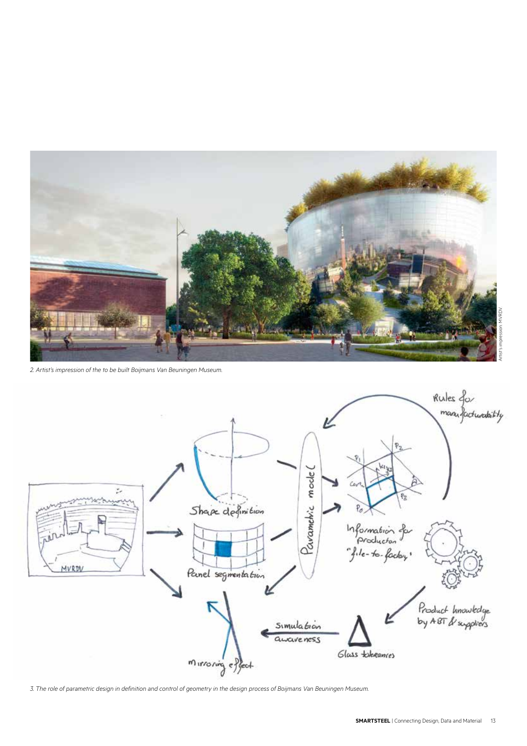2. Artist's impression of the to be built Boijmans Van Beuningen Museum.

3. The role of parametric design in definition and control of geometry in the design process of Boijmans Van Beuningen Museum.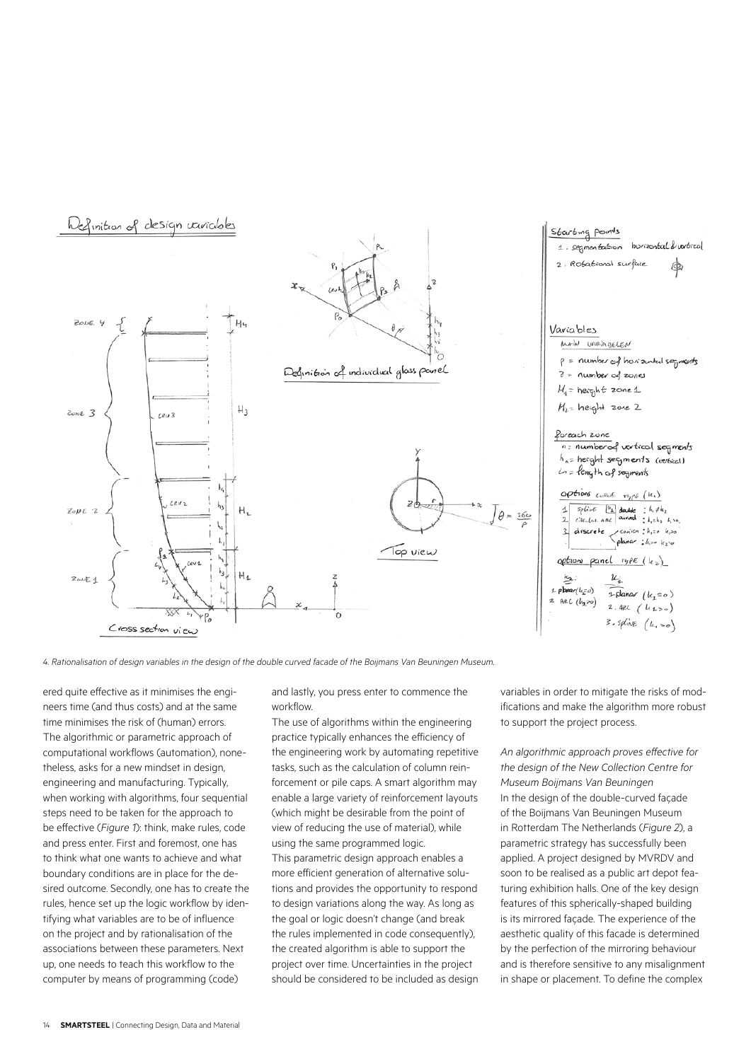4. *Rationalisation of design variables in the design of the double curved facade of the Boijmans Van Beuningen Museum.*

ered quite effective as it minimises the engineers time (and thus costs) and at the same time minimises the risk of (human) errors. The algorithmic or parametric approach of computational workflows (automation), nonetheless, asks for a new mindset in design, engineering and manufacturing. Typically, when working with algorithms, four sequential steps need to be taken for the approach to be effective (*Figure 1*): think, make rules, code and press enter. First and foremost, one has to think what one wants to achieve and what boundary conditions are in place for the desired outcome. Secondly, one has to create the rules, hence set up the logic workflow by identifying what variables are to be of influence on the project and by rationalisation of the associations between these parameters. Next up, one needs to teach this workflow to the computer by means of programming (code) and lastly, you press enter to commence the workflow.

The use of algorithms within the engineering practice typically enhances the efficiency of the engineering work by automating repetitive tasks, such as the calculation of column reinforcement or pile caps. A smart algorithm may enable a large variety of reinforcement layouts (which might be desirable from the point of view of reducing the use of material), while using the same programmed logic.

This parametric design approach enables a more efficient generation of alternative solutions and provides the opportunity to respond to design variations along the way. As long as the goal or logic doesn't change (and break the rules implemented in code consequently), the created algorithm is able to support the project over time. Uncertainties in the project should be considered to be included as design variables in order to mitigate the risks of modifications and make the algorithm more robust to support the project process.

*An algorithmic approach proves effective for the design of the New Collection Centre for Museum Boijmans Van Beuningen*

In the design of the double-curved façade of the Boijmans Van Beuningen Museum in Rotterdam The Netherlands (*Figure 2*), a parametric strategy has successfully been applied. A project designed by MVRDV and soon to be realised as a public art depot featuring exhibition halls. One of the key design features of this spherically-shaped building is its mirrored façade. The experience of the aesthetic quality of this facade is determined by the perfection of the mirroring behaviour and is therefore sensitive to any misalignment in shape or placement. To define the complex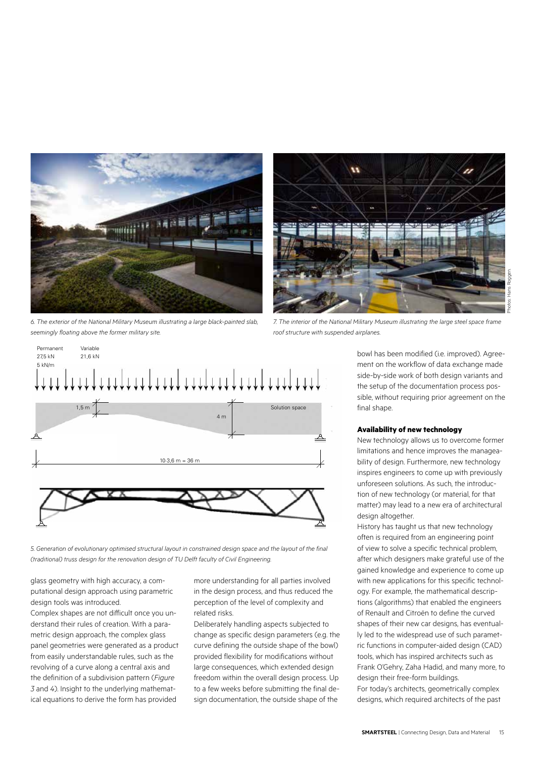6. The exterior of the National Military Museum illustrating a large black-painted slab, seemingly floating above the former military site.

7. The interior of the National Military Museum illustrating the large steel space frame roof structure with suspended airplanes.

Photos: Hans Roggen

5. Generation of evolutionary optimised structural layout in constrained design space and the layout of the final (traditional) truss design for the renovation design of TU Delft faculty of Civil Engineering.

glass geometry with high accuracy, a computational design approach using parametric design tools was introduced.

Complex shapes are not difficult once you understand their rules of creation. With a parametric design approach, the complex glass panel geometries were generated as a product from easily understandable rules, such as the revolving of a curve along a central axis and the definition of a subdivision pattern (*Figure 3* and *4*). Insight to the underlying mathematical equations to derive the form has provided more understanding for all parties involved in the design process, and thus reduced the perception of the level of complexity and related risks.

Deliberately handling aspects subjected to change as specific design parameters (e.g. the curve defining the outside shape of the bowl) provided flexibility for modifications without large consequences, which extended design freedom within the overall design process. Up to a few weeks before submitting the final design documentation, the outside shape of the bowl has been modified (i.e. improved). Agreement on the workflow of data exchange made side-by-side work of both design variants and the setup of the documentation process possible, without requiring prior agreement on the final shape.

**Availability of new technology**

New technology allows us to overcome former limitations and hence improves the manageability of design. Furthermore, new technology inspires engineers to come up with previously unforeseen solutions. As such, the introduction of new technology (or material, for that matter) may lead to a new era of architectural design altogether.

History has taught us that new technology often is required from an engineering point of view to solve a specific technical problem, after which designers make grateful use of the gained knowledge and experience to come up with new applications for this specific technology. For example, the mathematical descriptions (algorithms) that enabled the engineers of Renault and Citroën to define the curved shapes of their new car designs, has eventually led to the widespread use of such parametric functions in computer-aided design (CAD) tools, which has inspired architects such as Frank O'Gehry, Zaha Hadid, and many more, to design their free-form buildings.

For today's architects, geometrically complex designs, which required architects of the past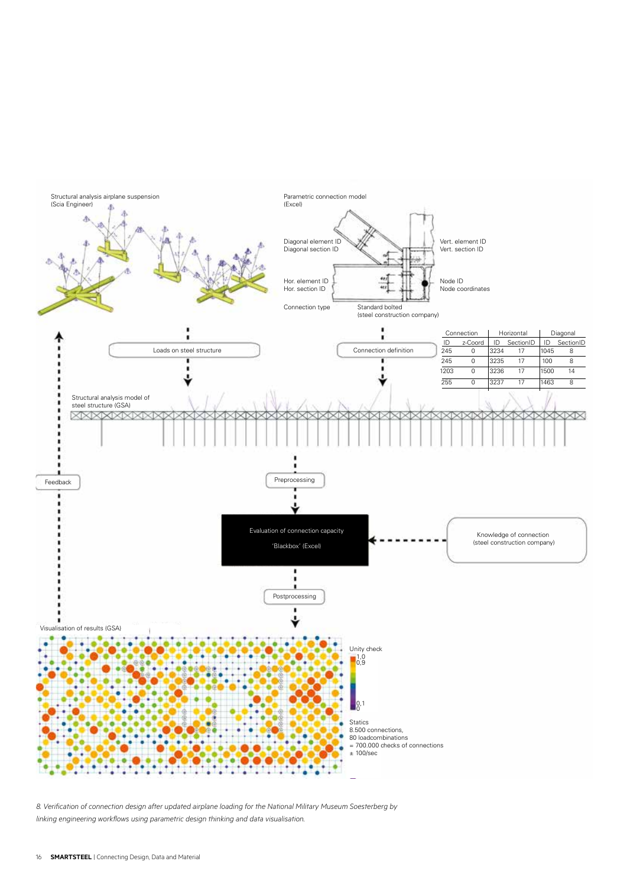Structural analysis airplane suspension
(Scia Engineer)

Parametric connection model
(Excel)

Diagonal element ID
Diagonal section ID

Vert. element ID
Vert. section ID

Hor. element ID
Hor. section ID

Node ID
Node coordinates

Connection type

Standard bolted
(steel construction company)

Loads on steel structure

Connection definition

| Connection | | Horizontal | | Diagonal | |
|---|---|---|---|---|---|
| ID | z-Coord | ID | SectionID | ID | SectionID |
| 245 | 0 | 3234 | 17 | 1045 | 8 |
| 245 | 0 | 3235 | 17 | 100 | 8 |
| 1203 | 0 | 3236 | 17 | 1500 | 14 |
| 255 | 0 | 3237 | 17 | 1463 | 8 |

Structural analysis model of
steel structure (GSA)

Feedback

Preprocessing

Evaluation of connection capacity
'Blackbox' (Excel)

Knowledge of connection
(steel construction company)

Postprocessing

Visualisation of results (GSA)

Unity check
1,0
0,9
0,1
0

Statics
8.500 connections,
80 loadcombinations
= 700.000 checks of connections
± 100/sec

*8. Verification of connection design after updated airplane loading for the National Military Museum Soesterberg by linking engineering workflows using parametric design thinking and data visualisation.*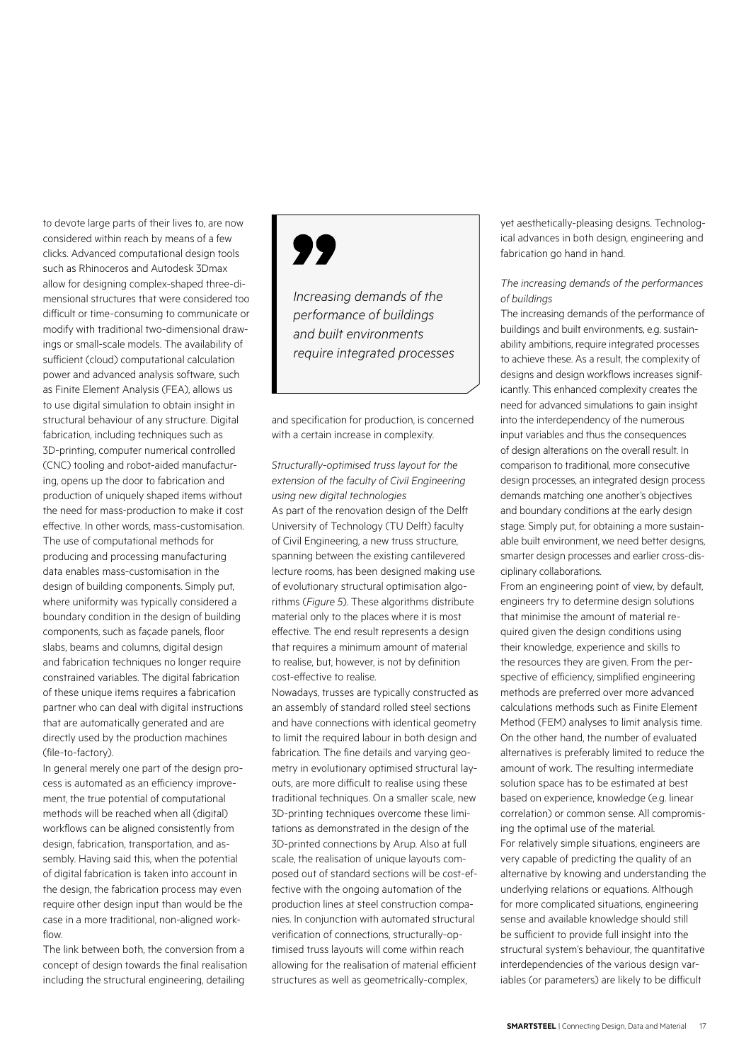to devote large parts of their lives to, are now considered within reach by means of a few clicks. Advanced computational design tools such as Rhinoceros and Autodesk 3Dmax allow for designing complex-shaped three-dimensional structures that were considered too difficult or time-consuming to communicate or modify with traditional two-dimensional drawings or small-scale models. The availability of sufficient (cloud) computational calculation power and advanced analysis software, such as Finite Element Analysis (FEA), allows us to use digital simulation to obtain insight in structural behaviour of any structure. Digital fabrication, including techniques such as 3D-printing, computer numerical controlled (CNC) tooling and robot-aided manufacturing, opens up the door to fabrication and production of uniquely shaped items without the need for mass-production to make it cost effective. In other words, mass-customisation. The use of computational methods for producing and processing manufacturing data enables mass-customisation in the design of building components. Simply put, where uniformity was typically considered a boundary condition in the design of building components, such as façade panels, floor slabs, beams and columns, digital design and fabrication techniques no longer require constrained variables. The digital fabrication of these unique items requires a fabrication partner who can deal with digital instructions that are automatically generated and are directly used by the production machines (file-to-factory).

In general merely one part of the design process is automated as an efficiency improvement, the true potential of computational methods will be reached when all (digital) workflows can be aligned consistently from design, fabrication, transportation, and assembly. Having said this, when the potential of digital fabrication is taken into account in the design, the fabrication process may even require other design input than would be the case in a more traditional, non-aligned workflow.

The link between both, the conversion from a concept of design towards the final realisation including the structural engineering, detailing and specification for production, is concerned with a certain increase in complexity.

> *Increasing demands of the performance of buildings and built environments require integrated processes*

*Structurally-optimised truss layout for the extension of the faculty of Civil Engineering using new digital technologies*

As part of the renovation design of the Delft University of Technology (TU Delft) faculty of Civil Engineering, a new truss structure, spanning between the existing cantilevered lecture rooms, has been designed making use of evolutionary structural optimisation algorithms (*Figure 5*). These algorithms distribute material only to the places where it is most effective. The end result represents a design that requires a minimum amount of material to realise, but, however, is not by definition cost-effective to realise.

Nowadays, trusses are typically constructed as an assembly of standard rolled steel sections and have connections with identical geometry to limit the required labour in both design and fabrication. The fine details and varying geometry in evolutionary optimised structural layouts, are more difficult to realise using these traditional techniques. On a smaller scale, new 3D-printing techniques overcome these limitations as demonstrated in the design of the 3D-printed connections by Arup. Also at full scale, the realisation of unique layouts composed out of standard sections will be cost-effective with the ongoing automation of the production lines at steel construction companies. In conjunction with automated structural verification of connections, structurally-optimised truss layouts will come within reach allowing for the realisation of material efficient structures as well as geometrically-complex, yet aesthetically-pleasing designs. Technological advances in both design, engineering and fabrication go hand in hand.

*The increasing demands of the performances of buildings*

The increasing demands of the performance of buildings and built environments, e.g. sustainability ambitions, require integrated processes to achieve these. As a result, the complexity of designs and design workflows increases significantly. This enhanced complexity creates the need for advanced simulations to gain insight into the interdependency of the numerous input variables and thus the consequences of design alterations on the overall result. In comparison to traditional, more consecutive design processes, an integrated design process demands matching one another's objectives and boundary conditions at the early design stage. Simply put, for obtaining a more sustainable built environment, we need better designs, smarter design processes and earlier cross-disciplinary collaborations.

From an engineering point of view, by default, engineers try to determine design solutions that minimise the amount of material required given the design conditions using their knowledge, experience and skills to the resources they are given. From the perspective of efficiency, simplified engineering methods are preferred over more advanced calculations methods such as Finite Element Method (FEM) analyses to limit analysis time. On the other hand, the number of evaluated alternatives is preferably limited to reduce the amount of work. The resulting intermediate solution space has to be estimated at best based on experience, knowledge (e.g. linear correlation) or common sense. All compromising the optimal use of the material.

For relatively simple situations, engineers are very capable of predicting the quality of an alternative by knowing and understanding the underlying relations or equations. Although for more complicated situations, engineering sense and available knowledge should still be sufficient to provide full insight into the structural system's behaviour, the quantitative interdependencies of the various design variables (or parameters) are likely to be difficult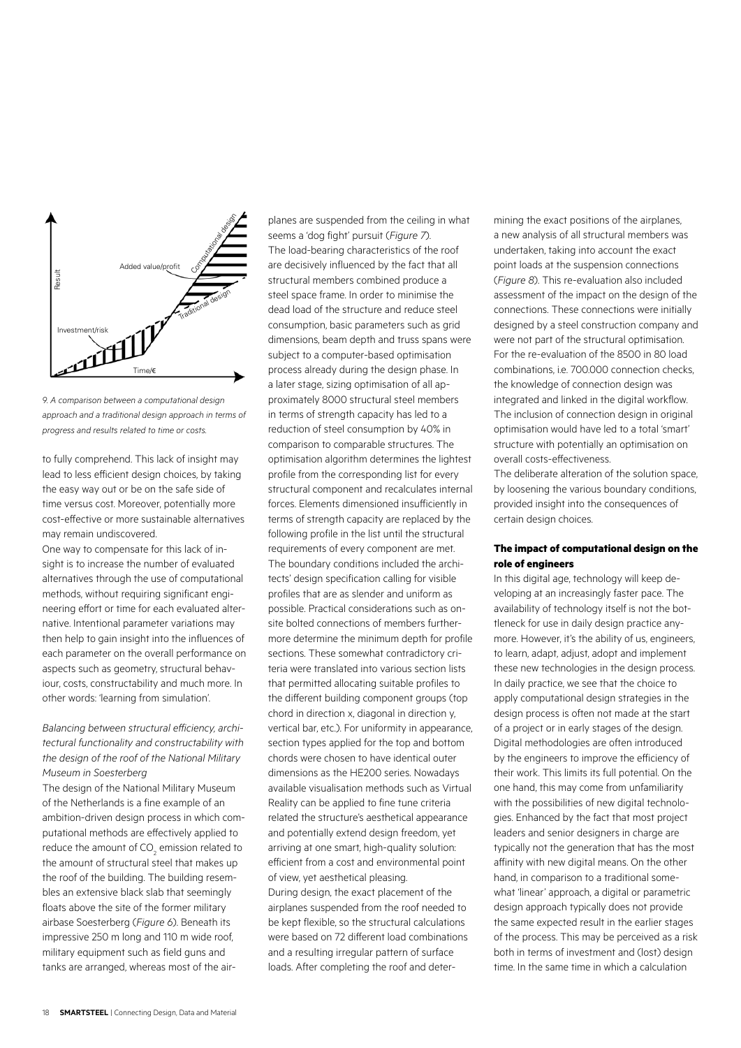9. A comparison between a computational design approach and a traditional design approach in terms of progress and results related to time or costs.

to fully comprehend. This lack of insight may lead to less efficient design choices, by taking the easy way out or be on the safe side of time versus cost. Moreover, potentially more cost-effective or more sustainable alternatives may remain undiscovered.

One way to compensate for this lack of insight is to increase the number of evaluated alternatives through the use of computational methods, without requiring significant engineering effort or time for each evaluated alternative. Intentional parameter variations may then help to gain insight into the influences of each parameter on the overall performance on aspects such as geometry, structural behaviour, costs, constructability and much more. In other words: 'learning from simulation'.

*Balancing between structural efficiency, architectural functionality and constructability with the design of the roof of the National Military Museum in Soesterberg*

The design of the National Military Museum of the Netherlands is a fine example of an ambition-driven design process in which computational methods are effectively applied to reduce the amount of $CO_2$ emission related to the amount of structural steel that makes up the roof of the building. The building resembles an extensive black slab that seemingly floats above the site of the former military airbase Soesterberg (*Figure 6*). Beneath its impressive 250 m long and 110 m wide roof, military equipment such as field guns and tanks are arranged, whereas most of the airplanes are suspended from the ceiling in what seems a 'dog fight' pursuit (*Figure 7*).

The load-bearing characteristics of the roof are decisively influenced by the fact that all structural members combined produce a steel space frame. In order to minimise the dead load of the structure and reduce steel consumption, basic parameters such as grid dimensions, beam depth and truss spans were subject to a computer-based optimisation process already during the design phase. In a later stage, sizing optimisation of all approximately 8000 structural steel members in terms of strength capacity has led to a reduction of steel consumption by 40% in comparison to comparable structures. The optimisation algorithm determines the lightest profile from the corresponding list for every structural component and recalculates internal forces. Elements dimensioned insufficiently in terms of strength capacity are replaced by the following profile in the list until the structural requirements of every component are met.

The boundary conditions included the architects' design specification calling for visible profiles that are as slender and uniform as possible. Practical considerations such as on-site bolted connections of members furthermore determine the minimum depth for profile sections. These somewhat contradictory criteria were translated into various section lists that permitted allocating suitable profiles to the different building component groups (top chord in direction x, diagonal in direction y, vertical bar, etc.). For uniformity in appearance, section types applied for the top and bottom chords were chosen to have identical outer dimensions as the HE200 series. Nowadays available visualisation methods such as Virtual Reality can be applied to fine tune criteria related the structure's aesthetical appearance and potentially extend design freedom, yet arriving at one smart, high-quality solution: efficient from a cost and environmental point of view, yet aesthetical pleasing.

During design, the exact placement of the airplanes suspended from the roof needed to be kept flexible, so the structural calculations were based on 72 different load combinations and a resulting irregular pattern of surface loads. After completing the roof and determining the exact positions of the airplanes, a new analysis of all structural members was undertaken, taking into account the exact point loads at the suspension connections (*Figure 8*). This re-evaluation also included assessment of the impact on the design of the connections. These connections were initially designed by a steel construction company and were not part of the structural optimisation. For the re-evaluation of the 8500 in 80 load combinations, i.e. 700.000 connection checks, the knowledge of connection design was integrated and linked in the digital workflow. The inclusion of connection design in original optimisation would have led to a total 'smart' structure with potentially an optimisation on overall costs-effectiveness.

The deliberate alteration of the solution space, by loosening the various boundary conditions, provided insight into the consequences of certain design choices.

### The impact of computational design on the role of engineers

In this digital age, technology will keep developing at an increasingly faster pace. The availability of technology itself is not the bottleneck for use in daily design practice anymore. However, it's the ability of us, engineers, to learn, adapt, adjust, adopt and implement these new technologies in the design process. In daily practice, we see that the choice to apply computational design strategies in the design process is often not made at the start of a project or in early stages of the design. Digital methodologies are often introduced by the engineers to improve the efficiency of their work. This limits its full potential. On the one hand, this may come from unfamiliarity with the possibilities of new digital technologies. Enhanced by the fact that most project leaders and senior designers in charge are typically not the generation that has the most affinity with new digital means. On the other hand, in comparison to a traditional somewhat 'linear' approach, a digital or parametric design approach typically does not provide the same expected result in the earlier stages of the process. This may be perceived as a risk both in terms of investment and (lost) design time. In the same time in which a calculation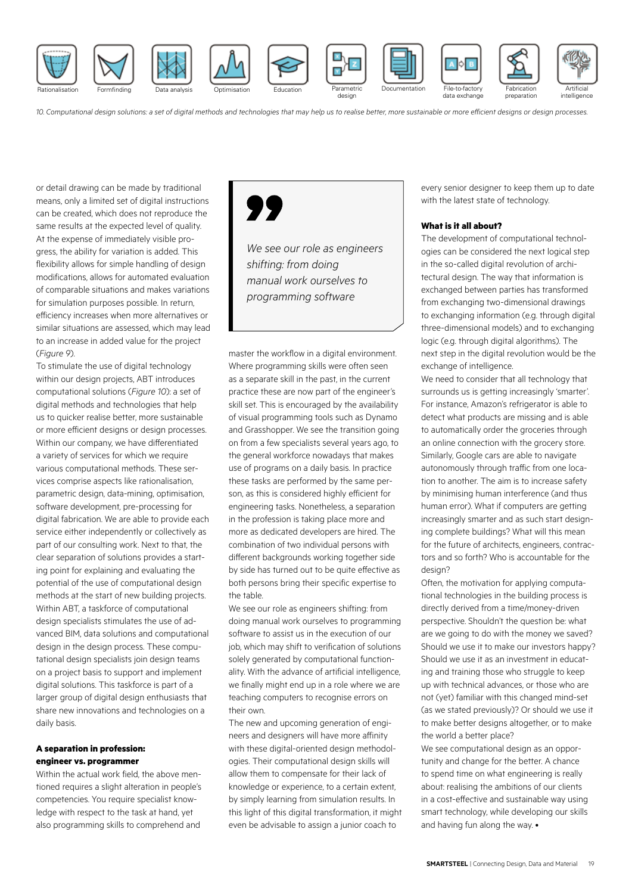Rationalisation
Formfinding
Data analysis
Optimisation
Education
Parametric design
Documentation
File-to-factory data exchange
Fabrication preparation
Artificial intelligence

*10. Computational design solutions: a set of digital methods and technologies that may help us to realise better, more sustainable or more efficient designs or design processes.*

or detail drawing can be made by traditional means, only a limited set of digital instructions can be created, which does not reproduce the same results at the expected level of quality. At the expense of immediately visible progress, the ability for variation is added. This flexibility allows for simple handling of design modifications, allows for automated evaluation of comparable situations and makes variations for simulation purposes possible. In return, efficiency increases when more alternatives or similar situations are assessed, which may lead to an increase in added value for the project (*Figure 9*).

To stimulate the use of digital technology within our design projects, ABT introduces computational solutions (*Figure 10*): a set of digital methods and technologies that help us to quicker realise better, more sustainable or more efficient designs or design processes. Within our company, we have differentiated a variety of services for which we require various computational methods. These services comprise aspects like rationalisation, parametric design, data-mining, optimisation, software development, pre-processing for digital fabrication. We are able to provide each service either independently or collectively as part of our consulting work. Next to that, the clear separation of solutions provides a starting point for explaining and evaluating the potential of the use of computational design methods at the start of new building projects. Within ABT, a taskforce of computational design specialists stimulates the use of advanced BIM, data solutions and computational design in the design process. These computational design specialists join design teams on a project basis to support and implement digital solutions. This taskforce is part of a larger group of digital design enthusiasts that share new innovations and technologies on a daily basis.

### A separation in profession: engineer vs. programmer

Within the actual work field, the above mentioned requires a slight alteration in people's competencies. You require specialist knowledge with respect to the task at hand, yet also programming skills to comprehend and master the workflow in a digital environment. Where programming skills were often seen as a separate skill in the past, in the current practice these are now part of the engineer's skill set. This is encouraged by the availability of visual programming tools such as Dynamo and Grasshopper. We see the transition going on from a few specialists several years ago, to the general workforce nowadays that makes use of programs on a daily basis. In practice these tasks are performed by the same person, as this is considered highly efficient for engineering tasks. Nonetheless, a separation in the profession is taking place more and more as dedicated developers are hired. The combination of two individual persons with different backgrounds working together side by side has turned out to be quite effective as both persons bring their specific expertise to the table.

> *We see our role as engineers shifting: from doing manual work ourselves to programming software*

We see our role as engineers shifting: from doing manual work ourselves to programming software to assist us in the execution of our job, which may shift to verification of solutions solely generated by computational functionality. With the advance of artificial intelligence, we finally might end up in a role where we are teaching computers to recognise errors on their own.

The new and upcoming generation of engineers and designers will have more affinity with these digital-oriented design methodologies. Their computational design skills will allow them to compensate for their lack of knowledge or experience, to a certain extent, by simply learning from simulation results. In this light of this digital transformation, it might even be advisable to assign a junior coach to every senior designer to keep them up to date with the latest state of technology.

### What is it all about?

The development of computational technologies can be considered the next logical step in the so-called digital revolution of architectural design. The way that information is exchanged between parties has transformed from exchanging two-dimensional drawings to exchanging information (e.g. through digital three-dimensional models) and to exchanging logic (e.g. through digital algorithms). The next step in the digital revolution would be the exchange of intelligence.

We need to consider that all technology that surrounds us is getting increasingly 'smarter'. For instance, Amazon's refrigerator is able to detect what products are missing and is able to automatically order the groceries through an online connection with the grocery store. Similarly, Google cars are able to navigate autonomously through traffic from one location to another. The aim is to increase safety by minimising human interference (and thus human error). What if computers are getting increasingly smarter and as such start designing complete buildings? What will this mean for the future of architects, engineers, contractors and so forth? Who is accountable for the design?

Often, the motivation for applying computational technologies in the building process is directly derived from a time/money-driven perspective. Shouldn't the question be: what are we going to do with the money we saved? Should we use it to make our investors happy? Should we use it as an investment in educating and training those who struggle to keep up with technical advances, or those who are not (yet) familiar with this changed mind-set (as we stated previously)? Or should we use it to make better designs altogether, or to make the world a better place?

We see computational design as an opportunity and change for the better. A chance to spend time on what engineering is really about: realising the ambitions of our clients in a cost-effective and sustainable way using smart technology, while developing our skills and having fun along the way. •